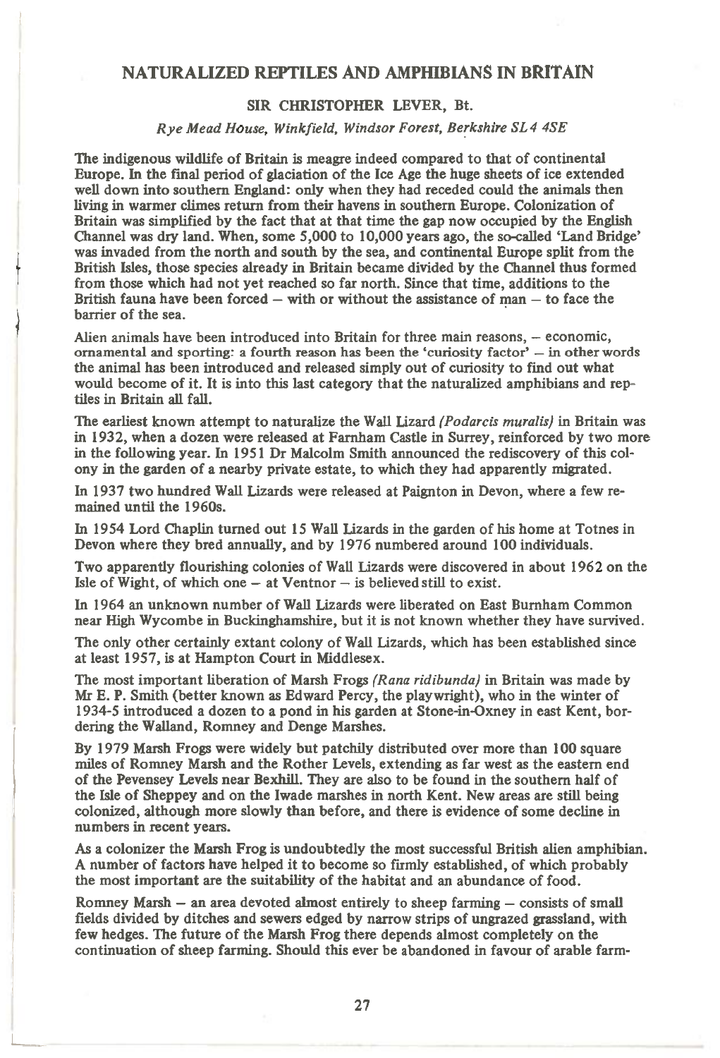# NATURALIZED REPTILES AND AMPHIBIANS IN BRITAIN

SIR CHRISTOPHER LEVER, Bt.

*Rye Mead House, Winkfield, Windsor Forest, Berkshire SL4 4SE*

The indigenous wildlife of Britain is meagre indeed compared to that of continental Europe. In the final period of glaciation of the Ice Age the huge sheets of ice extended well down into southern England: only when they had receded could the animals then living in warmer climes return from their havens in southern Europe. Colonization of Britain was simplified by the fact that at that time the gap now occupied by the English Channel was dry land. When, some 5,000 to 10,000 years ago, the so-called 'Land Bridge' was invaded from the north and south by the sea, and continental Europe split from the British Isles, those species already in Britain became divided by the Channel thus formed from those which had not yet reached so far north. Since that time, additions to the British fauna have been forced – with or without the assistance of man – to face the barrier of the sea.

Alien animals have been introduced into Britain for three main reasons, – economic, ornamental and sporting: a fourth reason has been the 'curiosity factor' – in other words the animal has been introduced and released simply out of curiosity to find out what would become of it. It is into this last category that the naturalized amphibians and reptiles in Britain all fall.

The earliest known attempt to naturalize the Wall Lizard *(Podarcis muralis)* in Britain was in 1932, when a dozen were released at Farnham Castle in Surrey, reinforced by two more in the following year. In 1951 Dr Malcolm Smith announced the rediscovery of this colony in the garden of a nearby private estate, to which they had apparently migrated.

In 1937 two hundred Wall Lizards were released at Paignton in Devon, where a few remained until the 1960s.

In 1954 Lord Chaplin turned out 15 Wall Lizards in the garden of his home at Totnes in Devon where they bred annually, and by 1976 numbered around 100 individuals.

Two apparently flourishing colonies of Wall Lizards were discovered in about 1962 on the Isle of Wight, of which one – at Ventnor – is believed still to exist.

In 1964 an unknown number of Wall Lizards were liberated on East Burnham Common near High Wycombe in Buckinghamshire, but it is not known whether they have survived.

The only other certainly extant colony of Wall Lizards, which has been established since at least 1957, is at Hampton Court in Middlesex.

The most important liberation of Marsh Frogs *(Rana ridibunda)* in Britain was made by Mr E. P. Smith (better known as Edward Percy, the playwright), who in the winter of 1934-5 introduced a dozen to a pond in his garden at Stone-in-Oxney in east Kent, bordering the Walland, Romney and Denge Marshes.

By 1979 Marsh Frogs were widely but patchily distributed over more than 100 square miles of Romney Marsh and the Rother Levels, extending as far west as the eastern end of the Pevensey Levels near Bexhill. They are also to be found in the southern half of the Isle of Sheppey and on the Iwade marshes in north Kent. New areas are still being colonized, although more slowly than before, and there is evidence of some decline in numbers in recent years.

As a colonizer the Marsh Frog is undoubtedly the most successful British alien amphibian. A number of factors have helped it to become so firmly established, of which probably the most important are the suitability of the habitat and an abundance of food.

Romney Marsh – an area devoted almost entirely to sheep farming – consists of small fields divided by ditches and sewers edged by narrow strips of ungrazed grassland, with few hedges. The future of the Marsh Frog there depends almost completely on the continuation of sheep farming. Should this ever be abandoned in favour of arable farm-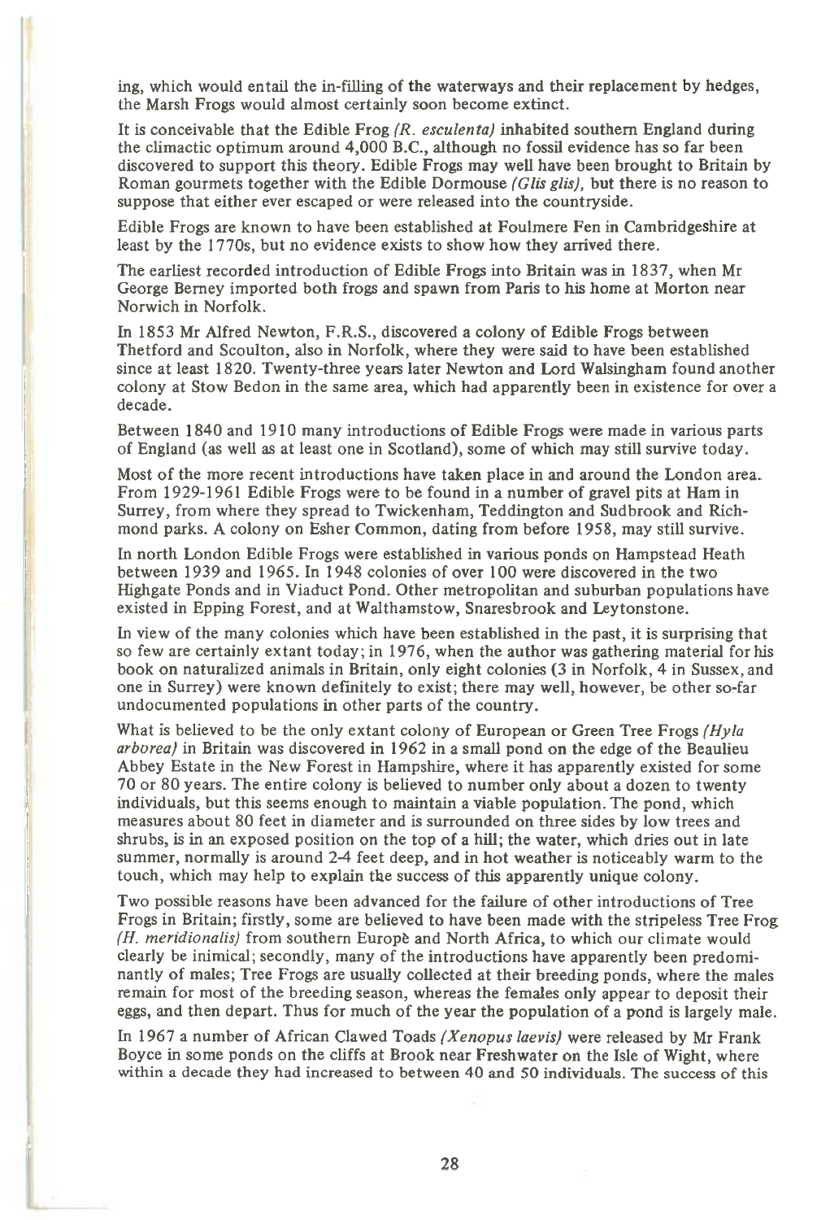ing, which would entail the in-filling of the waterways and their replacement by hedges, the Marsh Frogs would almost certainly soon become extinct.

It is conceivable that the Edible Frog *(R. esculenta)* inhabited southern England during the climactic optimum around 4,000 B.C., although no fossil evidence has so far been discovered to support this theory. Edible Frogs may well have been brought to Britain by Roman gourmets together with the Edible Dormouse *(Glis glis)*, but there is no reason to suppose that either ever escaped or were released into the countryside.

Edible Frogs are known to have been established at Foulmere Fen in Cambridgeshire at least by the 1770s, but no evidence exists to show how they arrived there.

The earliest recorded introduction of Edible Frogs into Britain was in 1837, when Mr George Berney imported both frogs and spawn from Paris to his home at Morton near Norwich in Norfolk.

In 1853 Mr Alfred Newton, F.R.S., discovered a colony of Edible Frogs between Thetford and Scoulton, also in Norfolk, where they were said to have been established since at least 1820. Twenty-three years later Newton and Lord Walsingham found another colony at Stow Bedon in the same area, which had apparently been in existence for over a decade.

Between 1840 and 1910 many introductions of Edible Frogs were made in various parts of England (as well as at least one in Scotland), some of which may still survive today.

Most of the more recent introductions have taken place in and around the London area. From 1929-1961 Edible Frogs were to be found in a number of gravel pits at Ham in Surrey, from where they spread to Twickenham, Teddington and Sudbrook and Richmond parks. A colony on Esher Common, dating from before 1958, may still survive.

In north London Edible Frogs were established in various ponds on Hampstead Heath between 1939 and 1965. In 1948 colonies of over 100 were discovered in the two Highgate Ponds and in Viaduct Pond. Other metropolitan and suburban populations have existed in Epping Forest, and at Walthamstow, Snaresbrook and Leytonstone.

In view of the many colonies which have been established in the past, it is surprising that so few are certainly extant today; in 1976, when the author was gathering material for his book on naturalized animals in Britain, only eight colonies (3 in Norfolk, 4 in Sussex, and one in Surrey) were known definitely to exist; there may well, however, be other so-far undocumented populations in other parts of the country.

What is believed to be the only extant colony of European or Green Tree Frogs *(Hyla arborea)* in Britain was discovered in 1962 in a small pond on the edge of the Beaulieu Abbey Estate in the New Forest in Hampshire, where it has apparently existed for some 70 or 80 years. The entire colony is believed to number only about a dozen to twenty individuals, but this seems enough to maintain a viable population. The pond, which measures about 80 feet in diameter and is surrounded on three sides by low trees and shrubs, is in an exposed position on the top of a hill; the water, which dries out in late summer, normally is around 2-4 feet deep, and in hot weather is noticeably warm to the touch, which may help to explain the success of this apparently unique colony.

Two possible reasons have been advanced for the failure of other introductions of Tree Frogs in Britain; firstly, some are believed to have been made with the stripeless Tree Frog *(H. meridionalis)* from southern Europe and North Africa, to which our climate would clearly be inimical; secondly, many of the introductions have apparently been predominantly of males; Tree Frogs are usually collected at their breeding ponds, where the males remain for most of the breeding season, whereas the females only appear to deposit their eggs, and then depart. Thus for much of the year the population of a pond is largely male.

In 1967 a number of African Clawed Toads *(Xenopus laevis)* were released by Mr Frank Boyce in some ponds on the cliffs at Brook near Freshwater on the Isle of Wight, where within a decade they had increased to between 40 and 50 individuals. The success of this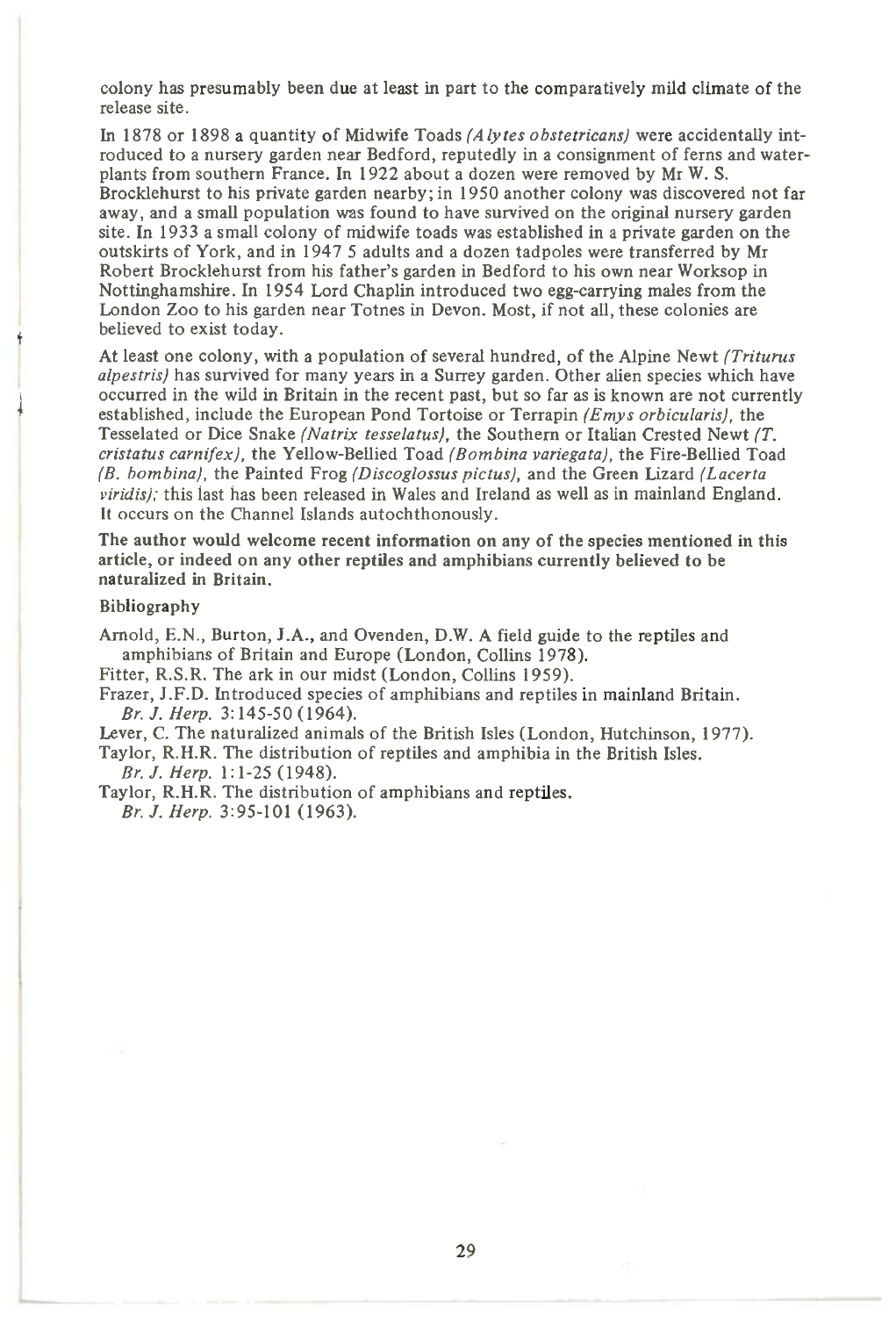colony has presumably been due at least in part to the comparatively mild climate of the release site.

In 1878 or 1898 a quantity of Midwife Toads *(Alytes obstetricans)* were accidentally introduced to a nursery garden near Bedford, reputedly in a consignment of ferns and waterplants from southern France. In 1922 about a dozen were removed by Mr W. S. Brocklehurst to his private garden nearby; in 1950 another colony was discovered not far away, and a small population was found to have survived on the original nursery garden site. In 1933 a small colony of midwife toads was established in a private garden on the outskirts of York, and in 1947 5 adults and a dozen tadpoles were transferred by Mr Robert Brocklehurst from his father's garden in Bedford to his own near Worksop in Nottinghamshire. In 1954 Lord Chaplin introduced two egg-carrying males from the London Zoo to his garden near Totnes in Devon. Most, if not all, these colonies are believed to exist today.

At least one colony, with a population of several hundred, of the Alpine Newt *(Triturus alpestris)* has survived for many years in a Surrey garden. Other alien species which have occurred in the wild in Britain in the recent past, but so far as is known are not currently established, include the European Pond Tortoise or Terrapin *(Emys orbicularis)*, the Tesselated or Dice Snake *(Natrix tesselatus)*, the Southern or Italian Crested Newt *(T. cristatus carnifex)*, the Yellow-Bellied Toad *(Bombina variegata)*, the Fire-Bellied Toad *(B. bombina)*, the Painted Frog *(Discoglossus pictus)*, and the Green Lizard *(Lacerta viridis)*; this last has been released in Wales and Ireland as well as in mainland England. It occurs on the Channel Islands autochthonously.

**The author would welcome recent information on any of the species mentioned in this article, or indeed on any other reptiles and amphibians currently believed to be naturalized in Britain.**

**Bibliography**

Arnold, E.N., Burton, J.A., and Ovenden, D.W. A field guide to the reptiles and amphibians of Britain and Europe (London, Collins 1978).

Fitter, R.S.R. The ark in our midst (London, Collins 1959).

Frazer, J.F.D. Introduced species of amphibians and reptiles in mainland Britain. *Br. J. Herp.* 3:145-50 (1964).

Lever, C. The naturalized animals of the British Isles (London, Hutchinson, 1977).

Taylor, R.H.R. The distribution of reptiles and amphibia in the British Isles. *Br. J. Herp.* 1:1-25 (1948).

Taylor, R.H.R. The distribution of amphibians and reptiles. *Br. J. Herp.* 3:95-101 (1963).